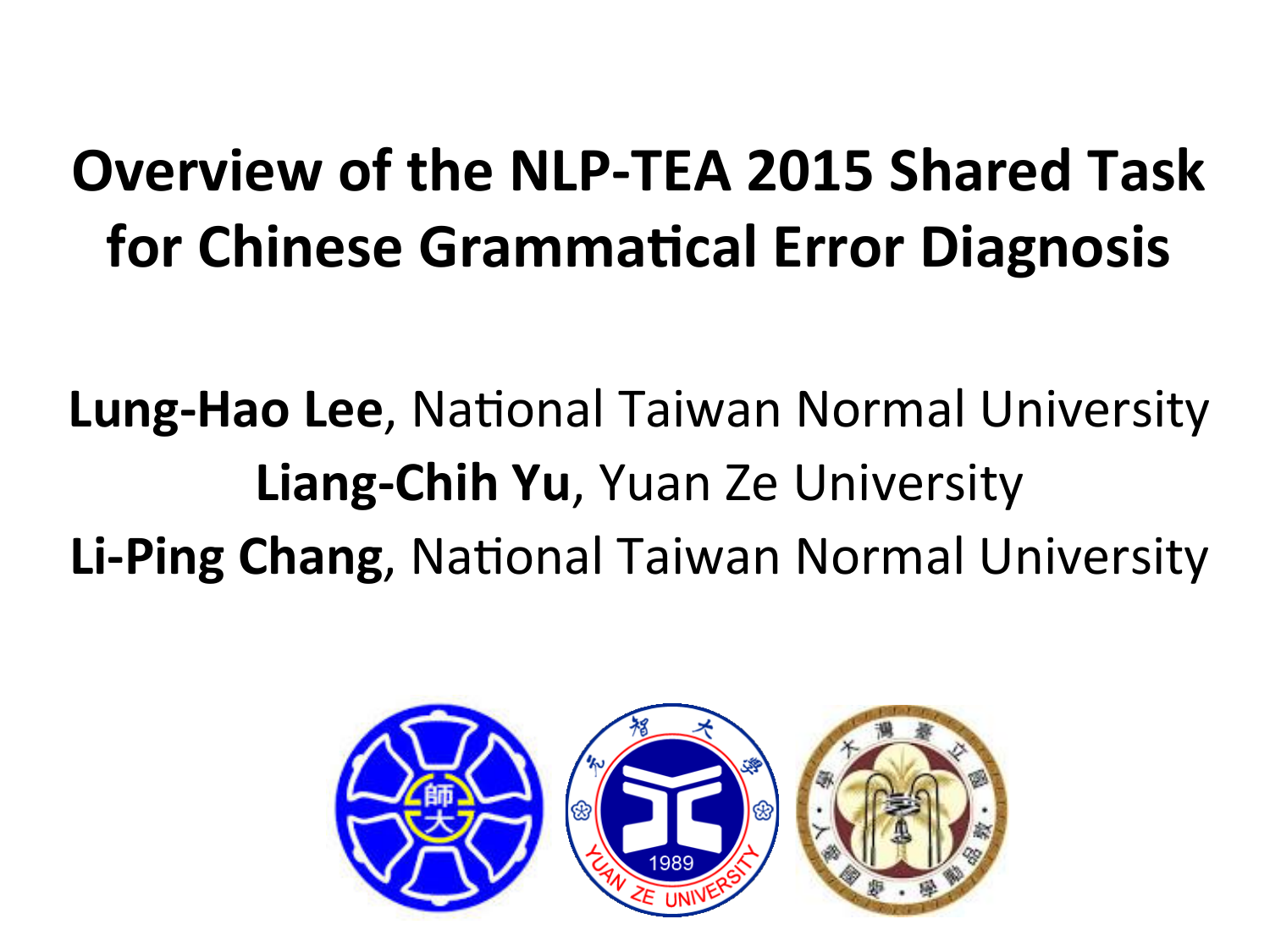# Overview of the NLP-TEA 2015 Shared Task for Chinese Grammatical Error Diagnosis

**Lung-Hao Lee**, National Taiwan Normal University

**Liang-Chih Yu**, Yuan Ze University

**Li-Ping Chang**, National Taiwan Normal University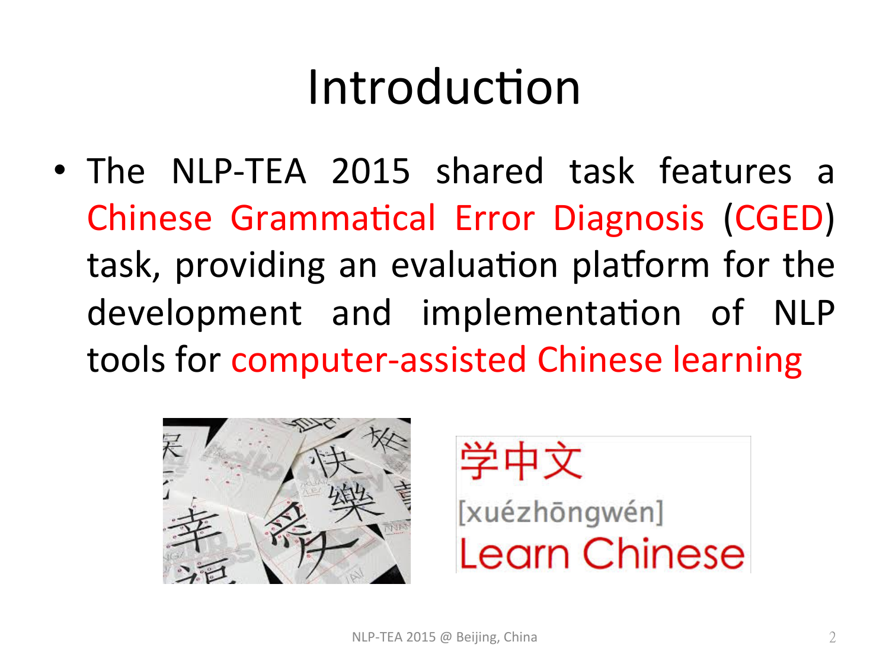# Introduction

- The NLP-TEA 2015 shared task features a Chinese Grammatical Error Diagnosis (CGED) task, providing an evaluation platform for the development and implementation of NLP tools for computer-assisted Chinese learning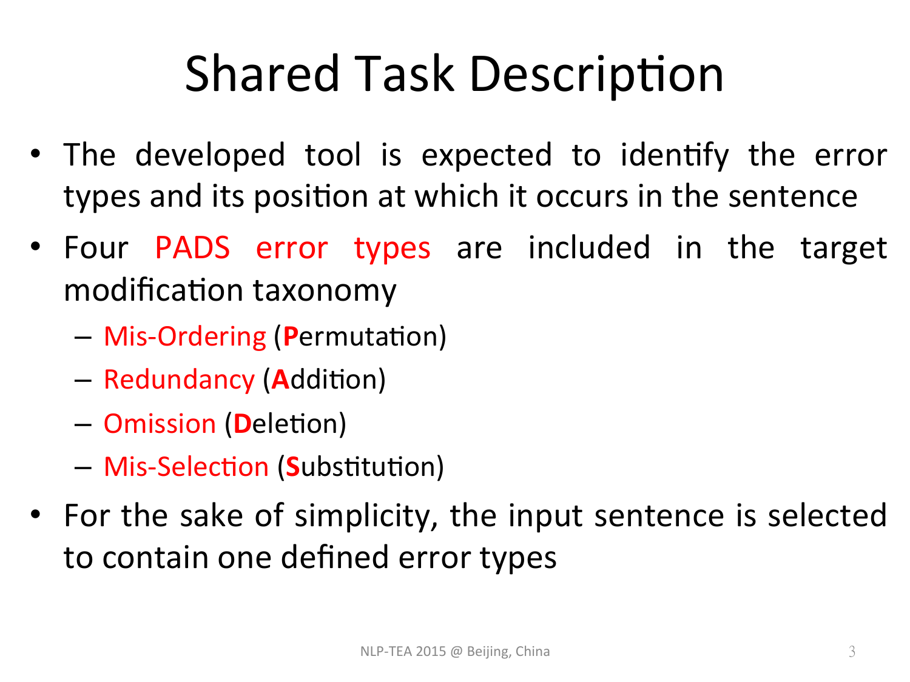# Shared Task Description

- The developed tool is expected to identify the error types and its position at which it occurs in the sentence
- Four PADS error types are included in the target modification taxonomy
  - Mis-Ordering (**P**ermutation)
  - Redundancy (**A**ddition)
  - Omission (**D**eletion)
  - Mis-Selection (**S**ubstitution)
- For the sake of simplicity, the input sentence is selected to contain one defined error types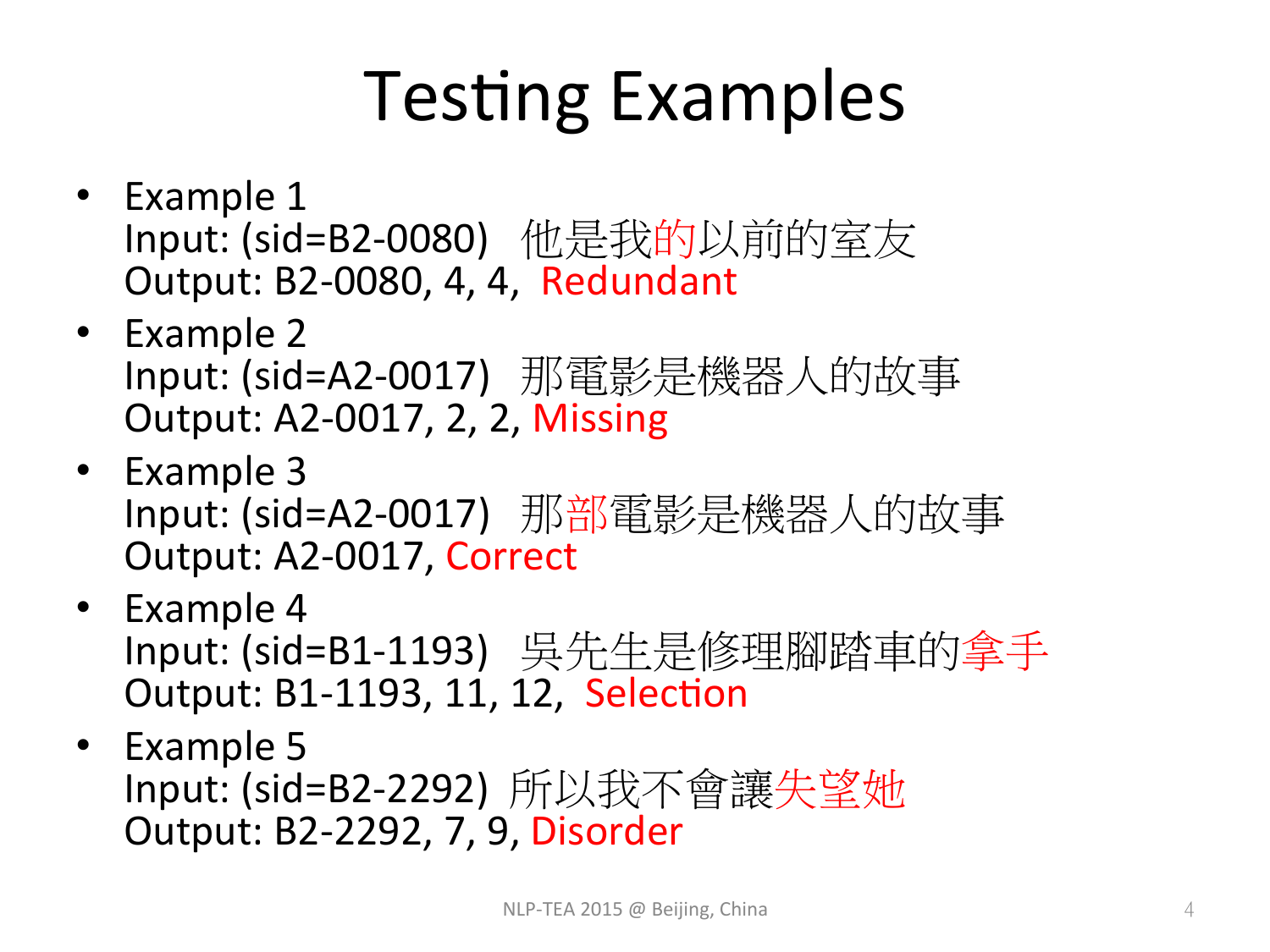# Testing Examples

- Example 1
  Input: (sid=B2-0080) 他是我的以前的室友
  Output: B2-0080, 4, 4, Redundant
- Example 2
  Input: (sid=A2-0017) 那電影是機器人的故事
  Output: A2-0017, 2, 2, Missing
- Example 3
  Input: (sid=A2-0017) 那部電影是機器人的故事
  Output: A2-0017, Correct
- Example 4
  Input: (sid=B1-1193) 吳先生是修理腳踏車的拿手
  Output: B1-1193, 11, 12, Selection
- Example 5
  Input: (sid=B2-2292) 所以我不會讓失望她
  Output: B2-2292, 7, 9, Disorder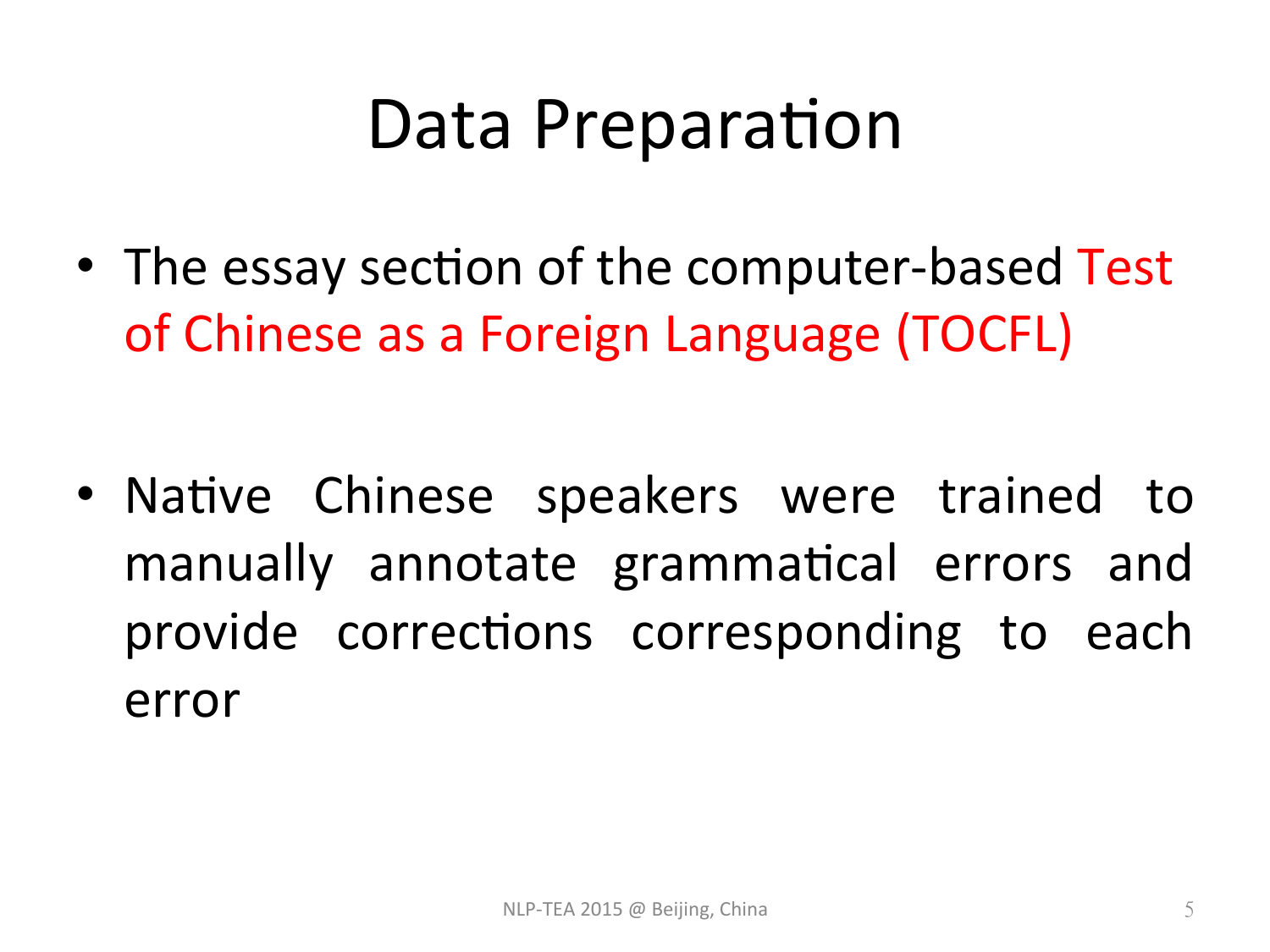# Data Preparation

- The essay section of the computer-based Test of Chinese as a Foreign Language (TOCFL)

- Native Chinese speakers were trained to manually annotate grammatical errors and provide corrections corresponding to each error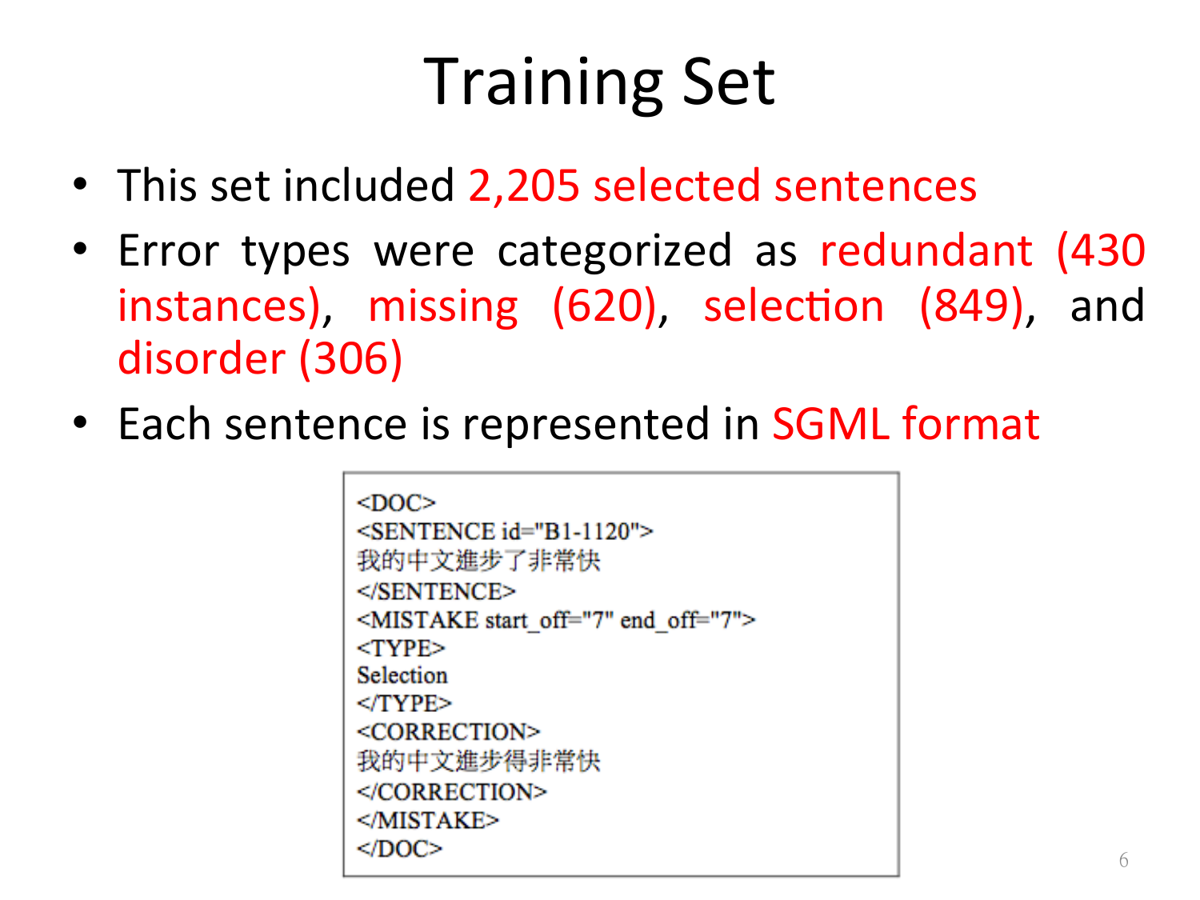# Training Set

- This set included 2,205 selected sentences
- Error types were categorized as redundant (430 instances), missing (620), selection (849), and disorder (306)
- Each sentence is represented in SGML format

```
<DOC>
<SENTENCE id="B1-1120">
我的中文進步了非常快
</SENTENCE>
<MISTAKE start_off="7" end_off="7">
<TYPE>
Selection
</TYPE>
<CORRECTION>
我的中文進步得非常快
</CORRECTION>
</MISTAKE>
</DOC>
```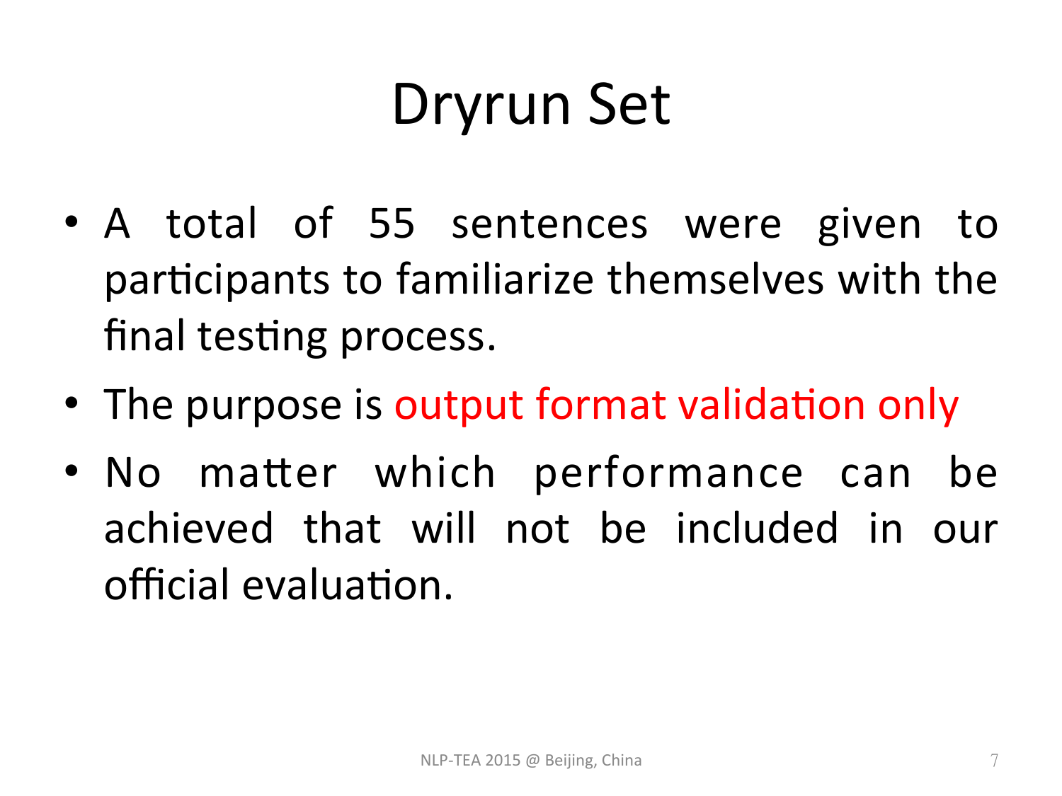# Dryrun Set

- A total of 55 sentences were given to participants to familiarize themselves with the final testing process.
- The purpose is output format validation only
- No matter which performance can be achieved that will not be included in our official evaluation.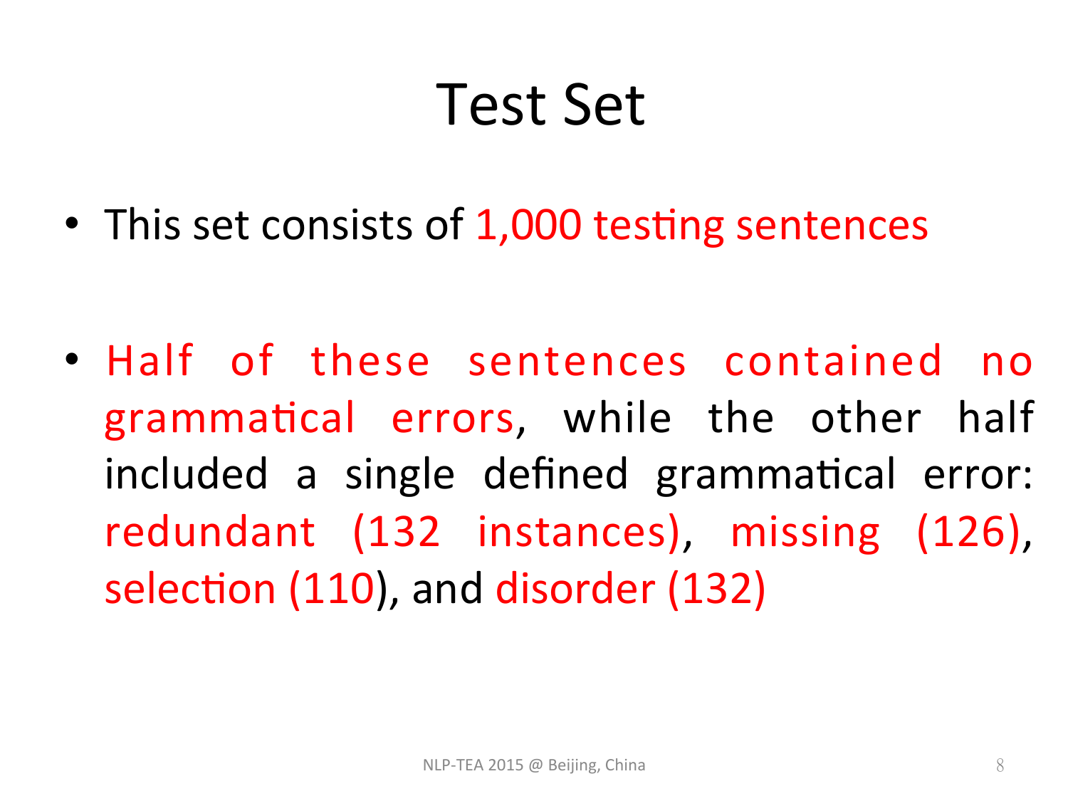# Test Set

- This set consists of 1,000 testing sentences
- Half of these sentences contained no grammatical errors, while the other half included a single defined grammatical error: redundant (132 instances), missing (126), selection (110), and disorder (132)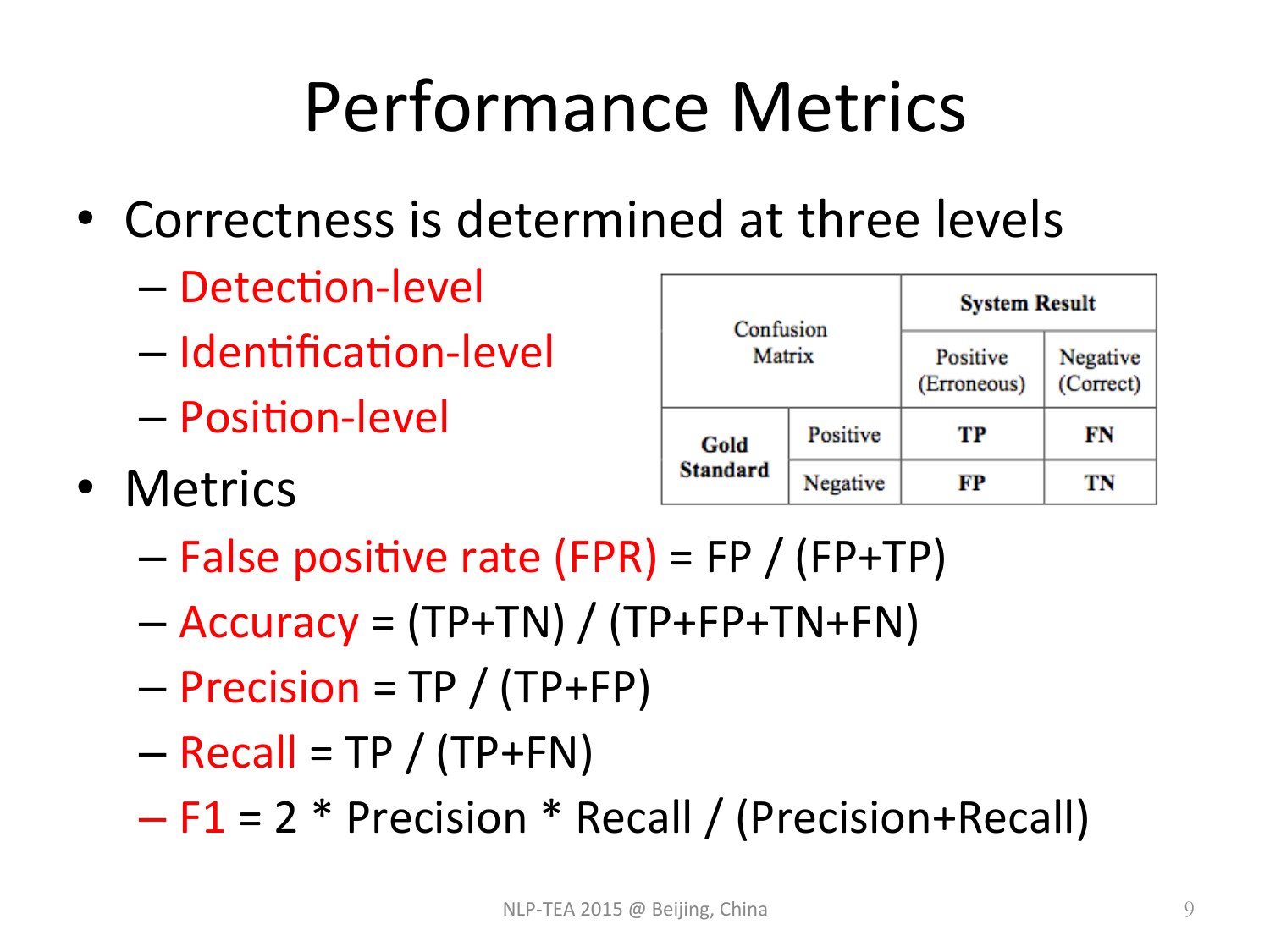# Performance Metrics

- Correctness is determined at three levels
  - Detection-level
  - Identification-level
  - Position-level

| Confusion Matrix | | System Result | |
|---|---|---|---|
| | | Positive (Erroneous) | Negative (Correct) |
| **Gold Standard** | Positive | **TP** | **FN** |
| | Negative | **FP** | **TN** |

- Metrics
  - False positive rate (FPR) = FP / (FP+TP)
  - Accuracy = (TP+TN) / (TP+FP+TN+FN)
  - Precision = TP / (TP+FP)
  - Recall = TP / (TP+FN)
  - F1 = 2 * Precision * Recall / (Precision+Recall)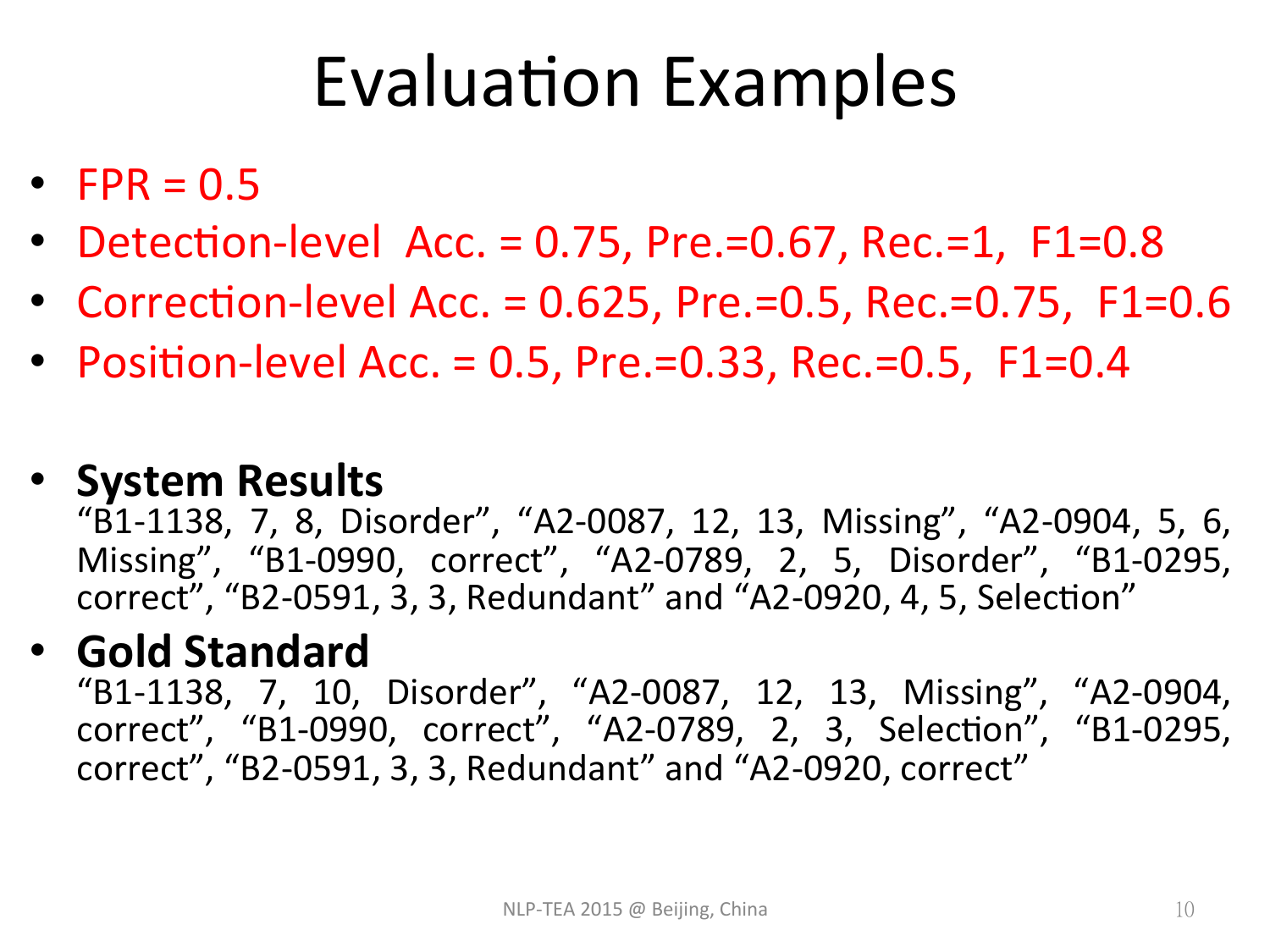# Evaluation Examples

- FPR = 0.5
- Detection-level Acc. = 0.75, Pre.=0.67, Rec.=1, F1=0.8
- Correction-level Acc. = 0.625, Pre.=0.5, Rec.=0.75, F1=0.6
- Position-level Acc. = 0.5, Pre.=0.33, Rec.=0.5, F1=0.4

- **System Results**
  "B1-1138, 7, 8, Disorder", "A2-0087, 12, 13, Missing", "A2-0904, 5, 6, Missing", "B1-0990, correct", "A2-0789, 2, 5, Disorder", "B1-0295, correct", "B2-0591, 3, 3, Redundant" and "A2-0920, 4, 5, Selection"
- **Gold Standard**
  "B1-1138, 7, 10, Disorder", "A2-0087, 12, 13, Missing", "A2-0904, correct", "B1-0990, correct", "A2-0789, 2, 3, Selection", "B1-0295, correct", "B2-0591, 3, 3, Redundant" and "A2-0920, correct"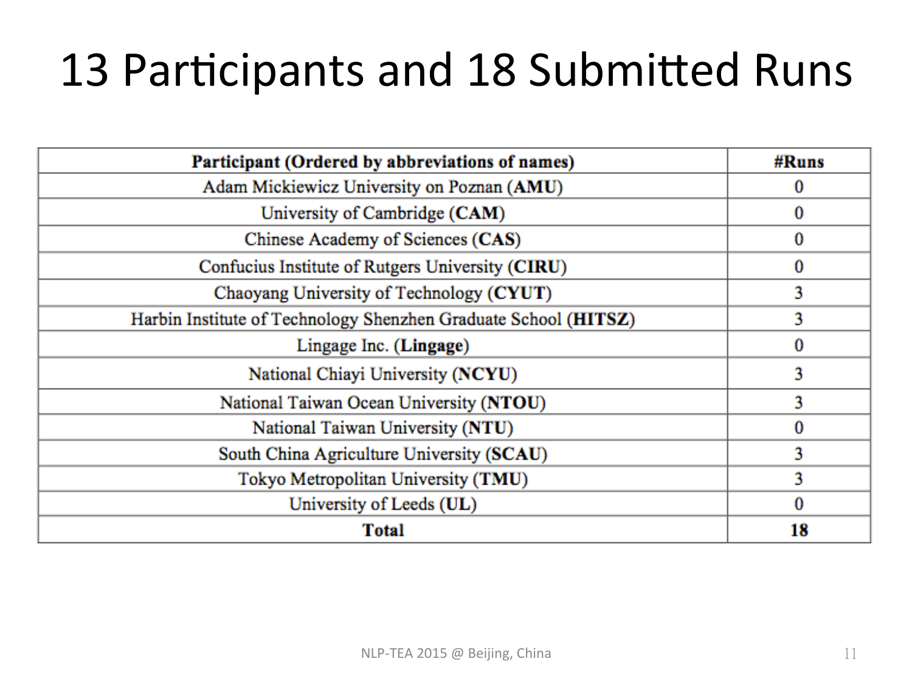# 13 Participants and 18 Submitted Runs

| **Participant (Ordered by abbreviations of names)** | **#Runs** |
|---|---|
| Adam Mickiewicz University on Poznan (**AMU**) | 0 |
| University of Cambridge (**CAM**) | 0 |
| Chinese Academy of Sciences (**CAS**) | 0 |
| Confucius Institute of Rutgers University (**CIRU**) | 0 |
| Chaoyang University of Technology (**CYUT**) | 3 |
| Harbin Institute of Technology Shenzhen Graduate School (**HITSZ**) | 3 |
| Lingage Inc. (**Lingage**) | 0 |
| National Chiayi University (**NCYU**) | 3 |
| National Taiwan Ocean University (**NTOU**) | 3 |
| National Taiwan University (**NTU**) | 0 |
| South China Agriculture University (**SCAU**) | 3 |
| Tokyo Metropolitan University (**TMU**) | 3 |
| University of Leeds (**UL**) | 0 |
| **Total** | **18** |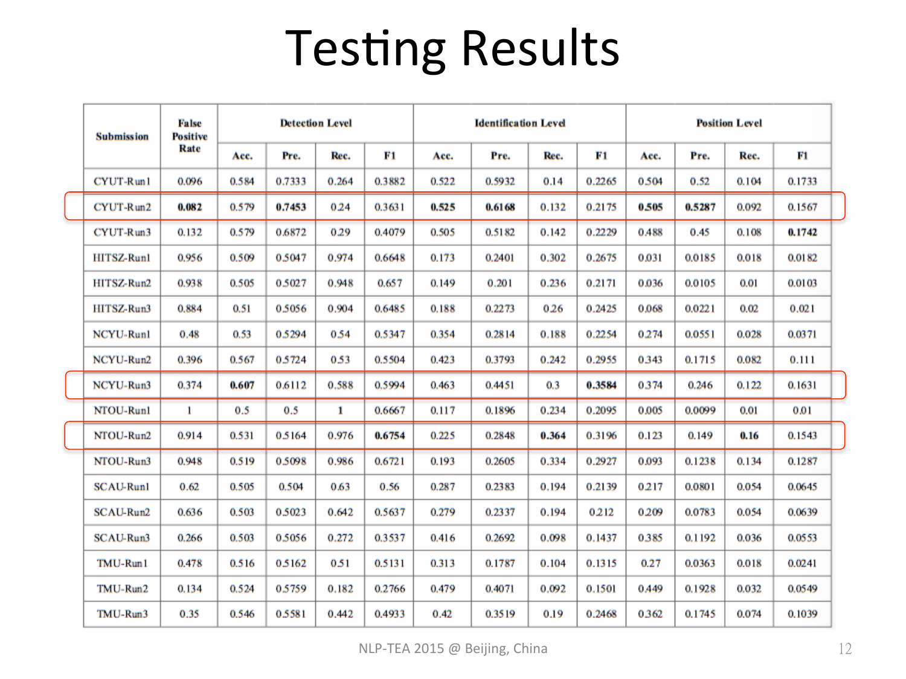# Testing Results

| Submission | False Positive Rate | Detection Level | | | | Identification Level | | | | Position Level | | | |
|---|---|---|---|---|---|---|---|---|---|---|---|---|---|
| | | Acc. | Pre. | Rec. | F1 | Acc. | Pre. | Rec. | F1 | Acc. | Pre. | Rec. | F1 |
| CYUT-Run1 | 0.096 | 0.584 | 0.7333 | 0.264 | 0.3882 | 0.522 | 0.5932 | 0.14 | 0.2265 | 0.504 | 0.52 | 0.104 | 0.1733 |
| CYUT-Run2 | **0.082** | 0.579 | **0.7453** | 0.24 | 0.3631 | **0.525** | **0.6168** | 0.132 | 0.2175 | **0.505** | **0.5287** | 0.092 | 0.1567 |
| CYUT-Run3 | 0.132 | 0.579 | 0.6872 | 0.29 | 0.4079 | 0.505 | 0.5182 | 0.142 | 0.2229 | 0.488 | 0.45 | 0.108 | **0.1742** |
| HITSZ-Run1 | 0.956 | 0.509 | 0.5047 | 0.974 | 0.6648 | 0.173 | 0.2401 | 0.302 | 0.2675 | 0.031 | 0.0185 | 0.018 | 0.0182 |
| HITSZ-Run2 | 0.938 | 0.505 | 0.5027 | 0.948 | 0.657 | 0.149 | 0.201 | 0.236 | 0.2171 | 0.036 | 0.0105 | 0.01 | 0.0103 |
| HITSZ-Run3 | 0.884 | 0.51 | 0.5056 | 0.904 | 0.6485 | 0.188 | 0.2273 | 0.26 | 0.2425 | 0.068 | 0.0221 | 0.02 | 0.021 |
| NCYU-Run1 | 0.48 | 0.53 | 0.5294 | 0.54 | 0.5347 | 0.354 | 0.2814 | 0.188 | 0.2254 | 0.274 | 0.0551 | 0.028 | 0.0371 |
| NCYU-Run2 | 0.396 | 0.567 | 0.5724 | 0.53 | 0.5504 | 0.423 | 0.3793 | 0.242 | 0.2955 | 0.343 | 0.1715 | 0.082 | 0.111 |
| NCYU-Run3 | 0.374 | **0.607** | 0.6112 | 0.588 | 0.5994 | 0.463 | 0.4451 | 0.3 | **0.3584** | 0.374 | 0.246 | 0.122 | 0.1631 |
| NTOU-Run1 | 1 | 0.5 | 0.5 | 1 | 0.6667 | 0.117 | 0.1896 | 0.234 | 0.2095 | 0.005 | 0.0099 | 0.01 | 0.01 |
| NTOU-Run2 | 0.914 | 0.531 | 0.5164 | 0.976 | **0.6754** | 0.225 | 0.2848 | **0.364** | 0.3196 | 0.123 | 0.149 | **0.16** | 0.1543 |
| NTOU-Run3 | 0.948 | 0.519 | 0.5098 | 0.986 | 0.6721 | 0.193 | 0.2605 | 0.334 | 0.2927 | 0.093 | 0.1238 | 0.134 | 0.1287 |
| SCAU-Run1 | 0.62 | 0.505 | 0.504 | 0.63 | 0.56 | 0.287 | 0.2383 | 0.194 | 0.2139 | 0.217 | 0.0801 | 0.054 | 0.0645 |
| SCAU-Run2 | 0.636 | 0.503 | 0.5023 | 0.642 | 0.5637 | 0.279 | 0.2337 | 0.194 | 0.212 | 0.209 | 0.0783 | 0.054 | 0.0639 |
| SCAU-Run3 | 0.266 | 0.503 | 0.5056 | 0.272 | 0.3537 | 0.416 | 0.2692 | 0.098 | 0.1437 | 0.385 | 0.1192 | 0.036 | 0.0553 |
| TMU-Run1 | 0.478 | 0.516 | 0.5162 | 0.51 | 0.5131 | 0.313 | 0.1787 | 0.104 | 0.1315 | 0.27 | 0.0363 | 0.018 | 0.0241 |
| TMU-Run2 | 0.134 | 0.524 | 0.5759 | 0.182 | 0.2766 | 0.479 | 0.4071 | 0.092 | 0.1501 | 0.449 | 0.1928 | 0.032 | 0.0549 |
| TMU-Run3 | 0.35 | 0.546 | 0.5581 | 0.442 | 0.4933 | 0.42 | 0.3519 | 0.19 | 0.2468 | 0.362 | 0.1745 | 0.074 | 0.1039 |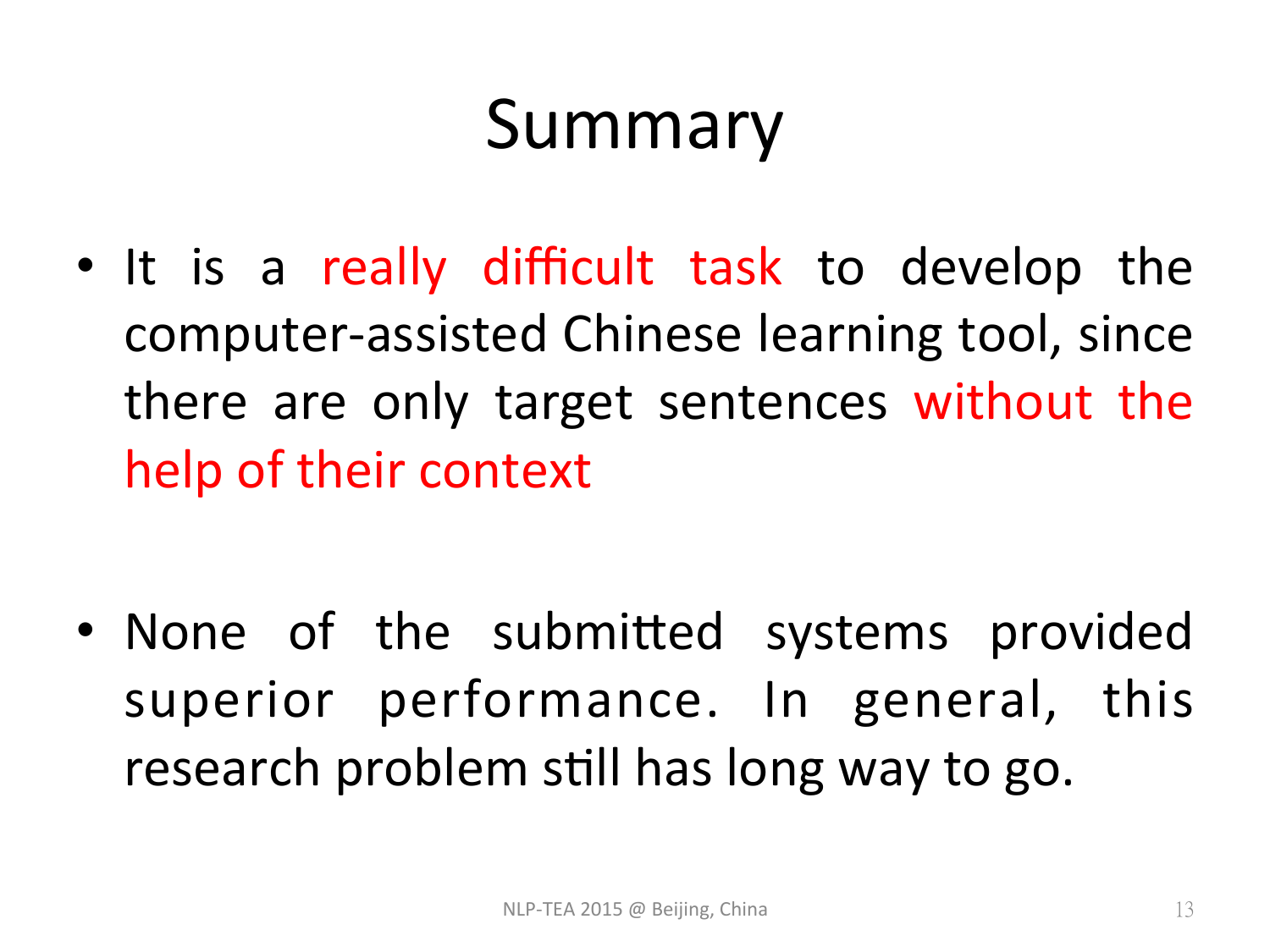# Summary

- It is a really difficult task to develop the computer-assisted Chinese learning tool, since there are only target sentences without the help of their context

- None of the submitted systems provided superior performance. In general, this research problem still has long way to go.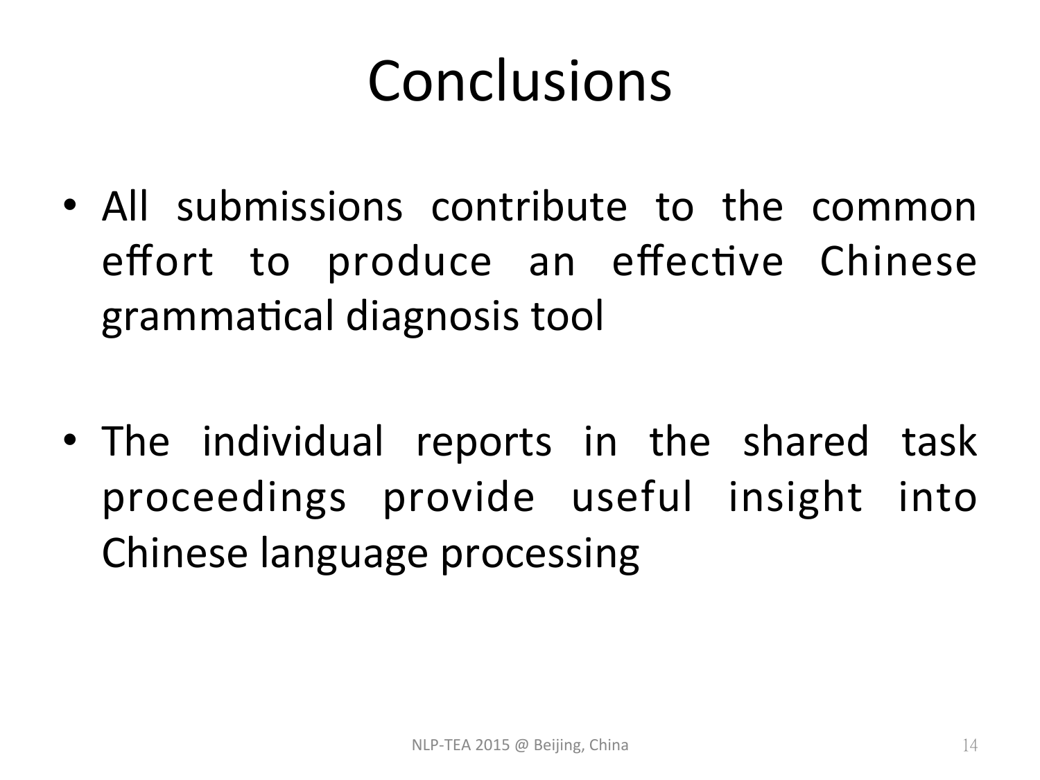# Conclusions

- All submissions contribute to the common effort to produce an effective Chinese grammatical diagnosis tool

- The individual reports in the shared task proceedings provide useful insight into Chinese language processing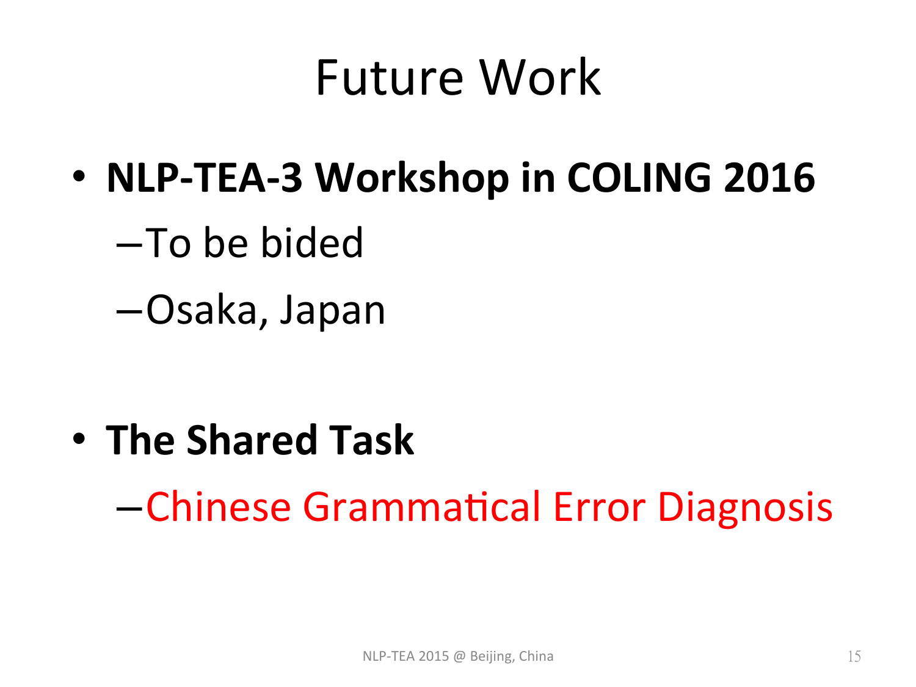# Future Work

- **NLP-TEA-3 Workshop in COLING 2016**
  - To be bided
  - Osaka, Japan

- **The Shared Task**
  - Chinese Grammatical Error Diagnosis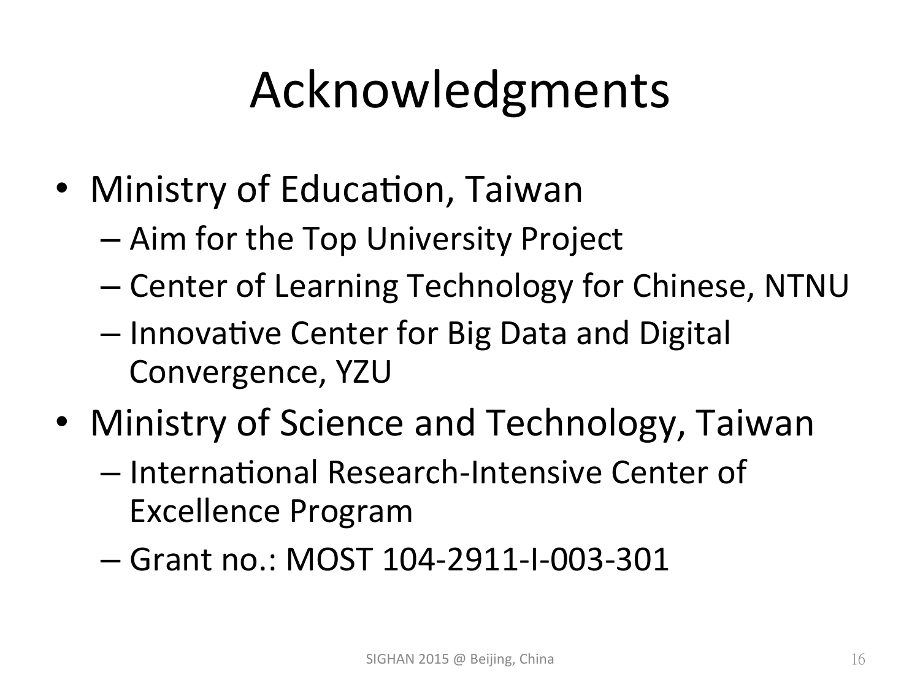# Acknowledgments

- Ministry of Education, Taiwan
  - Aim for the Top University Project
  - Center of Learning Technology for Chinese, NTNU
  - Innovative Center for Big Data and Digital Convergence, YZU
- Ministry of Science and Technology, Taiwan
  - International Research-Intensive Center of Excellence Program
  - Grant no.: MOST 104-2911-I-003-301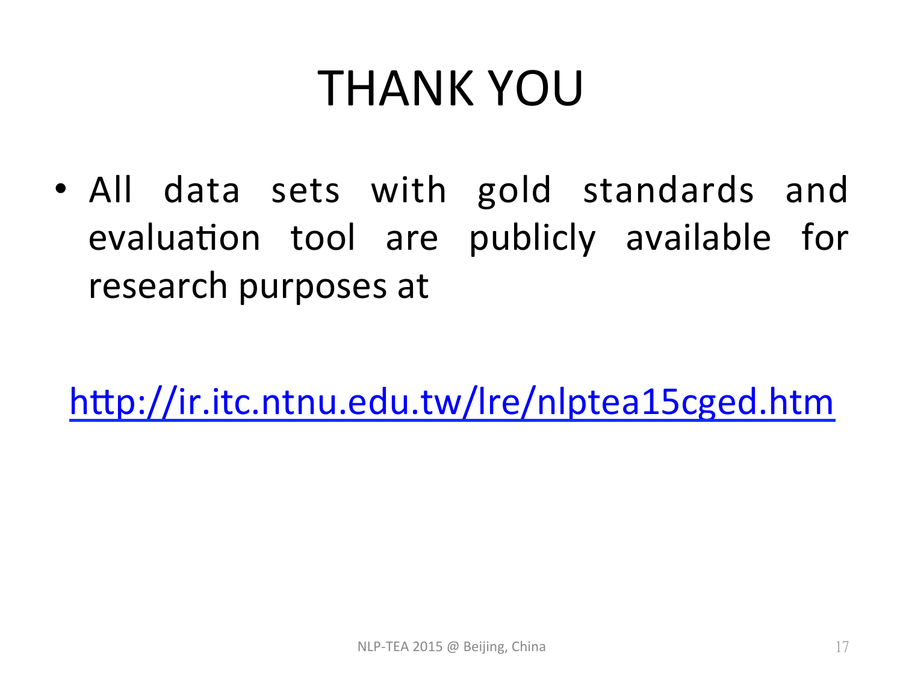# THANK YOU

- All data sets with gold standards and evaluation tool are publicly available for research purposes at

http://ir.itc.ntnu.edu.tw/lre/nlptea15cged.htm